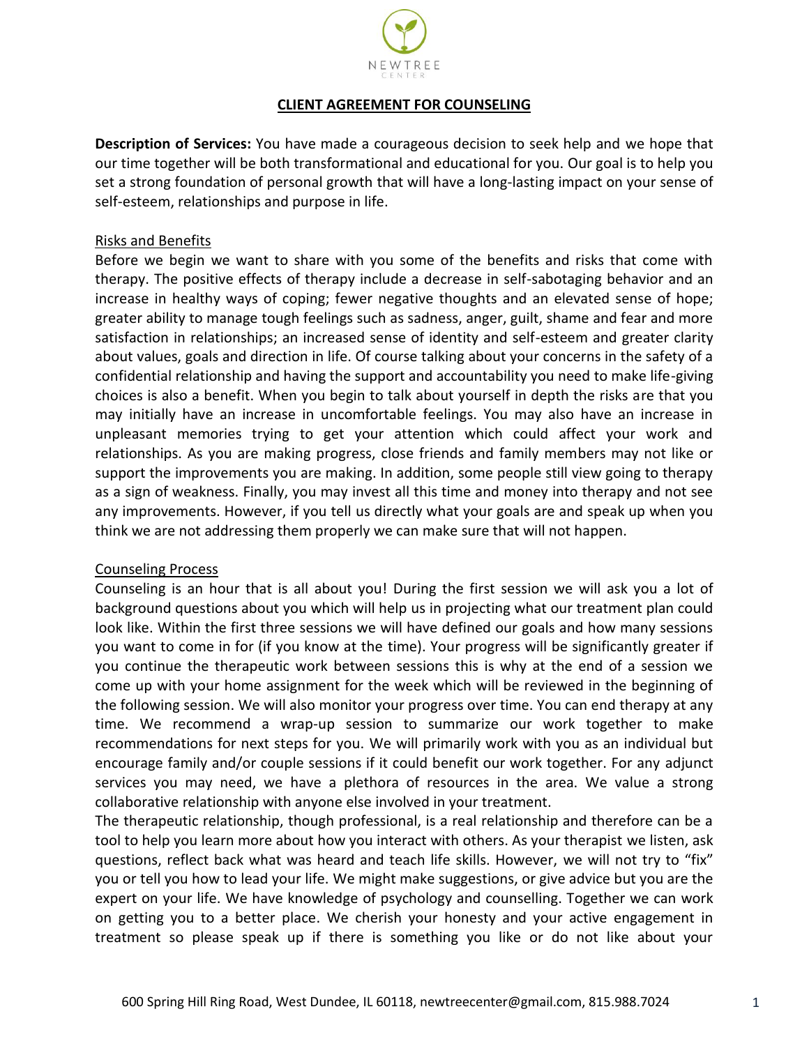NEWTREE CENTER

# CLIENT AGREEMENT FOR COUNSELING

**Description of Services:** You have made a courageous decision to seek help and we hope that our time together will be both transformational and educational for you. Our goal is to help you set a strong foundation of personal growth that will have a long-lasting impact on your sense of self-esteem, relationships and purpose in life.

## Risks and Benefits

Before we begin we want to share with you some of the benefits and risks that come with therapy. The positive effects of therapy include a decrease in self-sabotaging behavior and an increase in healthy ways of coping; fewer negative thoughts and an elevated sense of hope; greater ability to manage tough feelings such as sadness, anger, guilt, shame and fear and more satisfaction in relationships; an increased sense of identity and self-esteem and greater clarity about values, goals and direction in life. Of course talking about your concerns in the safety of a confidential relationship and having the support and accountability you need to make life-giving choices is also a benefit. When you begin to talk about yourself in depth the risks are that you may initially have an increase in uncomfortable feelings. You may also have an increase in unpleasant memories trying to get your attention which could affect your work and relationships. As you are making progress, close friends and family members may not like or support the improvements you are making. In addition, some people still view going to therapy as a sign of weakness. Finally, you may invest all this time and money into therapy and not see any improvements. However, if you tell us directly what your goals are and speak up when you think we are not addressing them properly we can make sure that will not happen.

## Counseling Process

Counseling is an hour that is all about you! During the first session we will ask you a lot of background questions about you which will help us in projecting what our treatment plan could look like. Within the first three sessions we will have defined our goals and how many sessions you want to come in for (if you know at the time). Your progress will be significantly greater if you continue the therapeutic work between sessions this is why at the end of a session we come up with your home assignment for the week which will be reviewed in the beginning of the following session. We will also monitor your progress over time. You can end therapy at any time. We recommend a wrap-up session to summarize our work together to make recommendations for next steps for you. We will primarily work with you as an individual but encourage family and/or couple sessions if it could benefit our work together. For any adjunct services you may need, we have a plethora of resources in the area. We value a strong collaborative relationship with anyone else involved in your treatment.

The therapeutic relationship, though professional, is a real relationship and therefore can be a tool to help you learn more about how you interact with others. As your therapist we listen, ask questions, reflect back what was heard and teach life skills. However, we will not try to "fix" you or tell you how to lead your life. We might make suggestions, or give advice but you are the expert on your life. We have knowledge of psychology and counselling. Together we can work on getting you to a better place. We cherish your honesty and your active engagement in treatment so please speak up if there is something you like or do not like about your

600 Spring Hill Ring Road, West Dundee, IL 60118, newtreecenter@gmail.com, 815.988.7024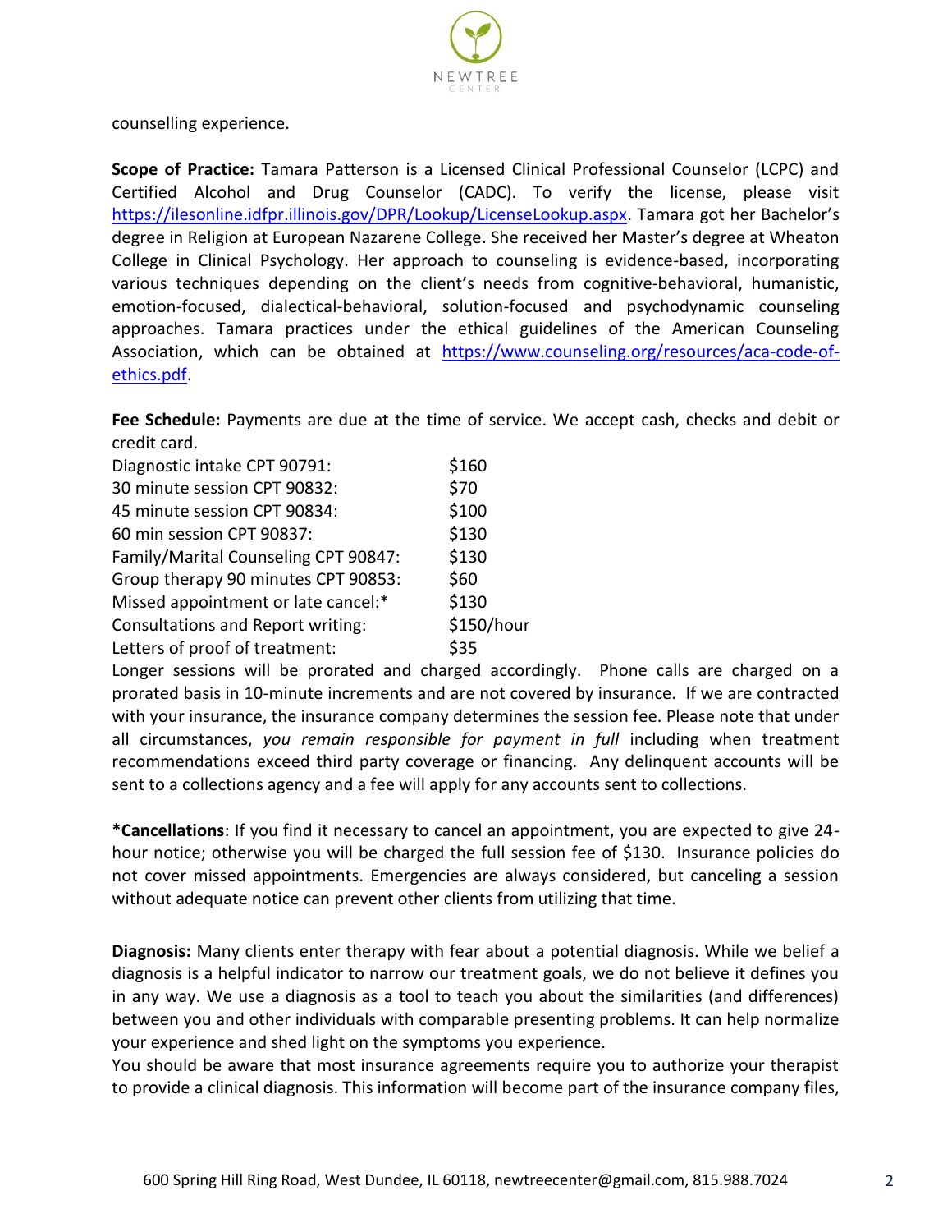counselling experience.

**Scope of Practice:** Tamara Patterson is a Licensed Clinical Professional Counselor (LCPC) and Certified Alcohol and Drug Counselor (CADC). To verify the license, please visit https://ilesonline.idfpr.illinois.gov/DPR/Lookup/LicenseLookup.aspx. Tamara got her Bachelor's degree in Religion at European Nazarene College. She received her Master's degree at Wheaton College in Clinical Psychology. Her approach to counseling is evidence-based, incorporating various techniques depending on the client's needs from cognitive-behavioral, humanistic, emotion-focused, dialectical-behavioral, solution-focused and psychodynamic counseling approaches. Tamara practices under the ethical guidelines of the American Counseling Association, which can be obtained at https://www.counseling.org/resources/aca-code-of-ethics.pdf.

**Fee Schedule:** Payments are due at the time of service. We accept cash, checks and debit or credit card.

| | |
|---|---|
| Diagnostic intake CPT 90791: | $160 |
| 30 minute session CPT 90832: | $70 |
| 45 minute session CPT 90834: | $100 |
| 60 min session CPT 90837: | $130 |
| Family/Marital Counseling CPT 90847: | $130 |
| Group therapy 90 minutes CPT 90853: | $60 |
| Missed appointment or late cancel:* | $130 |
| Consultations and Report writing: | $150/hour |
| Letters of proof of treatment: | $35 |

Longer sessions will be prorated and charged accordingly. Phone calls are charged on a prorated basis in 10-minute increments and are not covered by insurance. If we are contracted with your insurance, the insurance company determines the session fee. Please note that under all circumstances, *you remain responsible for payment in full* including when treatment recommendations exceed third party coverage or financing. Any delinquent accounts will be sent to a collections agency and a fee will apply for any accounts sent to collections.

***Cancellations**: If you find it necessary to cancel an appointment, you are expected to give 24-hour notice; otherwise you will be charged the full session fee of $130. Insurance policies do not cover missed appointments. Emergencies are always considered, but canceling a session without adequate notice can prevent other clients from utilizing that time.

**Diagnosis:** Many clients enter therapy with fear about a potential diagnosis. While we belief a diagnosis is a helpful indicator to narrow our treatment goals, we do not believe it defines you in any way. We use a diagnosis as a tool to teach you about the similarities (and differences) between you and other individuals with comparable presenting problems. It can help normalize your experience and shed light on the symptoms you experience.

You should be aware that most insurance agreements require you to authorize your therapist to provide a clinical diagnosis. This information will become part of the insurance company files,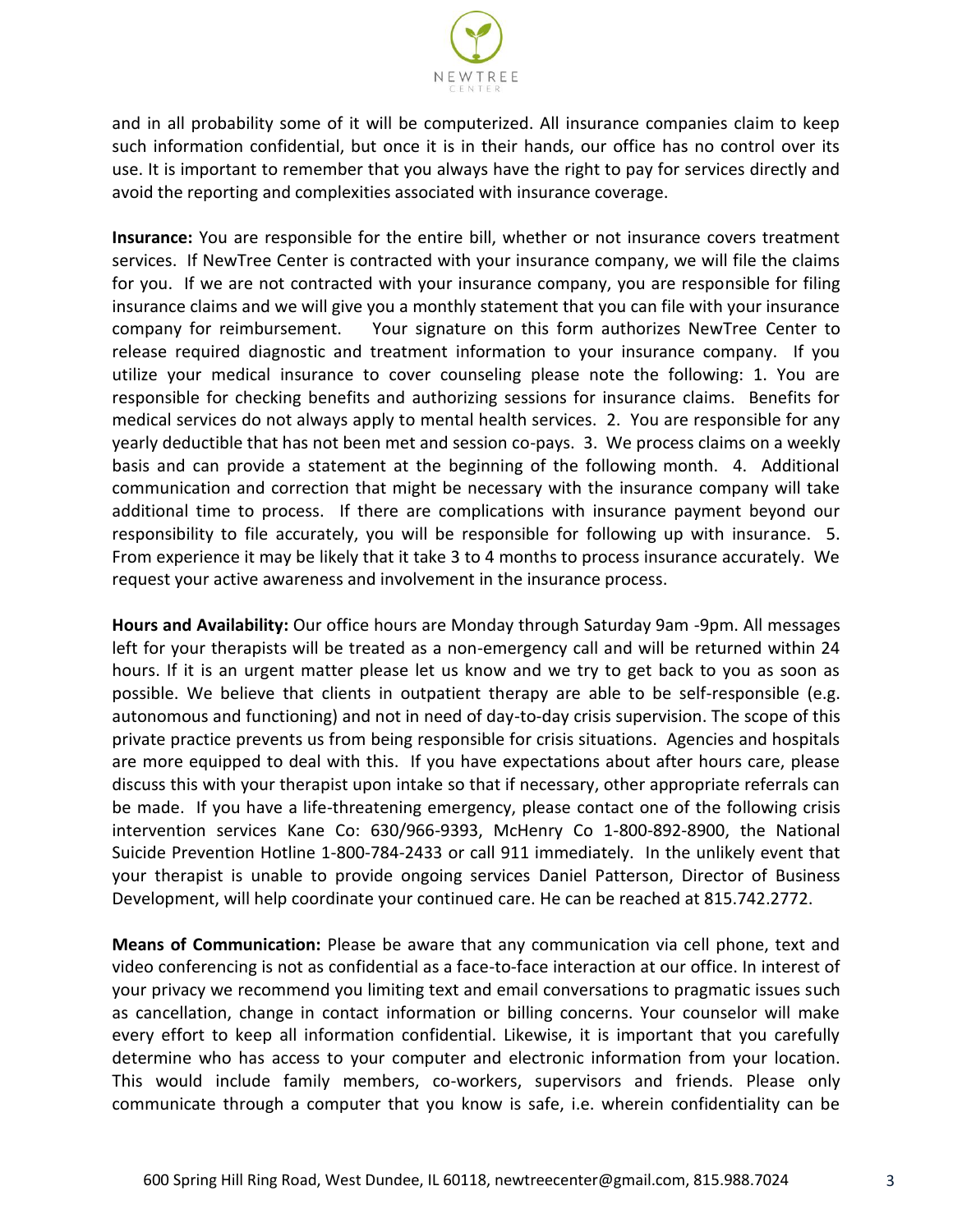and in all probability some of it will be computerized. All insurance companies claim to keep such information confidential, but once it is in their hands, our office has no control over its use. It is important to remember that you always have the right to pay for services directly and avoid the reporting and complexities associated with insurance coverage.

**Insurance:** You are responsible for the entire bill, whether or not insurance covers treatment services. If NewTree Center is contracted with your insurance company, we will file the claims for you. If we are not contracted with your insurance company, you are responsible for filing insurance claims and we will give you a monthly statement that you can file with your insurance company for reimbursement. Your signature on this form authorizes NewTree Center to release required diagnostic and treatment information to your insurance company. If you utilize your medical insurance to cover counseling please note the following: 1. You are responsible for checking benefits and authorizing sessions for insurance claims. Benefits for medical services do not always apply to mental health services. 2. You are responsible for any yearly deductible that has not been met and session co-pays. 3. We process claims on a weekly basis and can provide a statement at the beginning of the following month. 4. Additional communication and correction that might be necessary with the insurance company will take additional time to process. If there are complications with insurance payment beyond our responsibility to file accurately, you will be responsible for following up with insurance. 5. From experience it may be likely that it take 3 to 4 months to process insurance accurately. We request your active awareness and involvement in the insurance process.

**Hours and Availability:** Our office hours are Monday through Saturday 9am -9pm. All messages left for your therapists will be treated as a non-emergency call and will be returned within 24 hours. If it is an urgent matter please let us know and we try to get back to you as soon as possible. We believe that clients in outpatient therapy are able to be self-responsible (e.g. autonomous and functioning) and not in need of day-to-day crisis supervision. The scope of this private practice prevents us from being responsible for crisis situations. Agencies and hospitals are more equipped to deal with this. If you have expectations about after hours care, please discuss this with your therapist upon intake so that if necessary, other appropriate referrals can be made. If you have a life-threatening emergency, please contact one of the following crisis intervention services Kane Co: 630/966-9393, McHenry Co 1-800-892-8900, the National Suicide Prevention Hotline 1-800-784-2433 or call 911 immediately. In the unlikely event that your therapist is unable to provide ongoing services Daniel Patterson, Director of Business Development, will help coordinate your continued care. He can be reached at 815.742.2772.

**Means of Communication:** Please be aware that any communication via cell phone, text and video conferencing is not as confidential as a face-to-face interaction at our office. In interest of your privacy we recommend you limiting text and email conversations to pragmatic issues such as cancellation, change in contact information or billing concerns. Your counselor will make every effort to keep all information confidential. Likewise, it is important that you carefully determine who has access to your computer and electronic information from your location. This would include family members, co-workers, supervisors and friends. Please only communicate through a computer that you know is safe, i.e. wherein confidentiality can be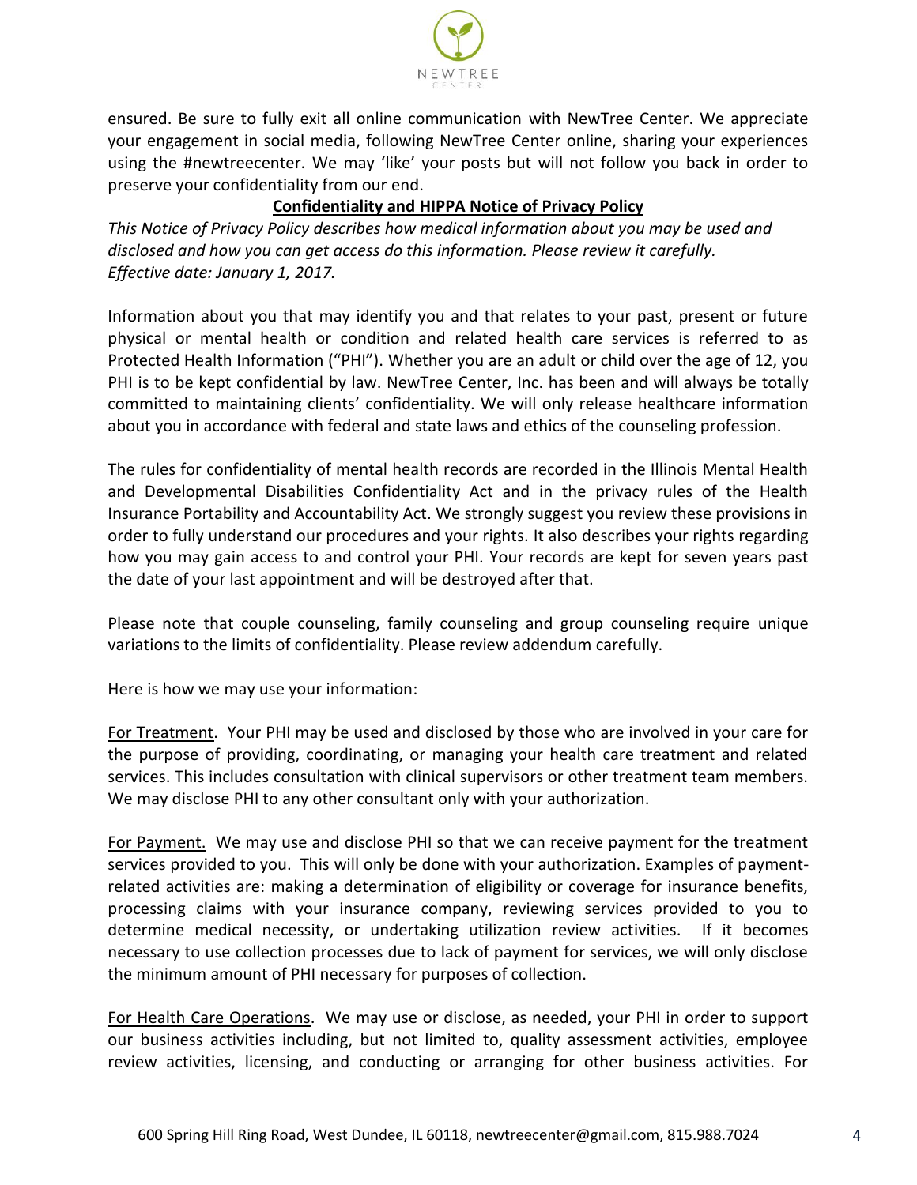ensured. Be sure to fully exit all online communication with NewTree Center. We appreciate your engagement in social media, following NewTree Center online, sharing your experiences using the #newtreecenter. We may 'like' your posts but will not follow you back in order to preserve your confidentiality from our end.

## Confidentiality and HIPPA Notice of Privacy Policy

*This Notice of Privacy Policy describes how medical information about you may be used and disclosed and how you can get access do this information. Please review it carefully.*
*Effective date: January 1, 2017.*

Information about you that may identify you and that relates to your past, present or future physical or mental health or condition and related health care services is referred to as Protected Health Information ("PHI"). Whether you are an adult or child over the age of 12, you PHI is to be kept confidential by law. NewTree Center, Inc. has been and will always be totally committed to maintaining clients' confidentiality. We will only release healthcare information about you in accordance with federal and state laws and ethics of the counseling profession.

The rules for confidentiality of mental health records are recorded in the Illinois Mental Health and Developmental Disabilities Confidentiality Act and in the privacy rules of the Health Insurance Portability and Accountability Act. We strongly suggest you review these provisions in order to fully understand our procedures and your rights. It also describes your rights regarding how you may gain access to and control your PHI. Your records are kept for seven years past the date of your last appointment and will be destroyed after that.

Please note that couple counseling, family counseling and group counseling require unique variations to the limits of confidentiality. Please review addendum carefully.

Here is how we may use your information:

For Treatment. Your PHI may be used and disclosed by those who are involved in your care for the purpose of providing, coordinating, or managing your health care treatment and related services. This includes consultation with clinical supervisors or other treatment team members. We may disclose PHI to any other consultant only with your authorization.

For Payment. We may use and disclose PHI so that we can receive payment for the treatment services provided to you. This will only be done with your authorization. Examples of payment-related activities are: making a determination of eligibility or coverage for insurance benefits, processing claims with your insurance company, reviewing services provided to you to determine medical necessity, or undertaking utilization review activities. If it becomes necessary to use collection processes due to lack of payment for services, we will only disclose the minimum amount of PHI necessary for purposes of collection.

For Health Care Operations. We may use or disclose, as needed, your PHI in order to support our business activities including, but not limited to, quality assessment activities, employee review activities, licensing, and conducting or arranging for other business activities. For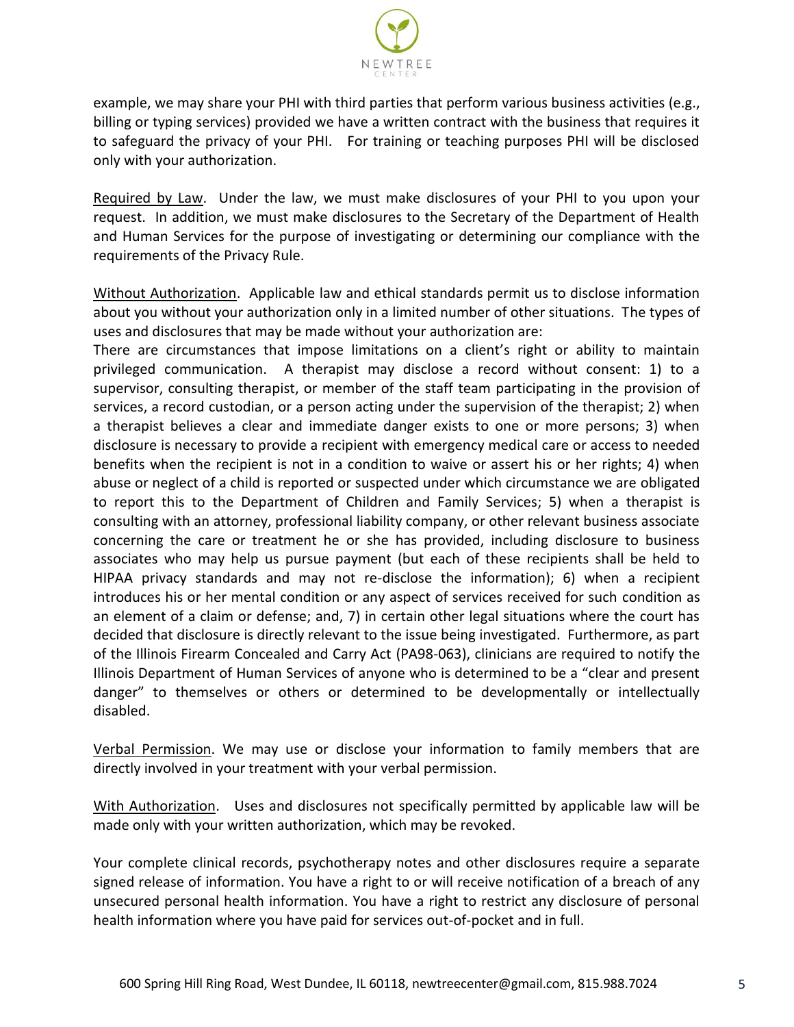example, we may share your PHI with third parties that perform various business activities (e.g., billing or typing services) provided we have a written contract with the business that requires it to safeguard the privacy of your PHI. For training or teaching purposes PHI will be disclosed only with your authorization.

Required by Law. Under the law, we must make disclosures of your PHI to you upon your request. In addition, we must make disclosures to the Secretary of the Department of Health and Human Services for the purpose of investigating or determining our compliance with the requirements of the Privacy Rule.

Without Authorization. Applicable law and ethical standards permit us to disclose information about you without your authorization only in a limited number of other situations. The types of uses and disclosures that may be made without your authorization are:
There are circumstances that impose limitations on a client's right or ability to maintain privileged communication. A therapist may disclose a record without consent: 1) to a supervisor, consulting therapist, or member of the staff team participating in the provision of services, a record custodian, or a person acting under the supervision of the therapist; 2) when a therapist believes a clear and immediate danger exists to one or more persons; 3) when disclosure is necessary to provide a recipient with emergency medical care or access to needed benefits when the recipient is not in a condition to waive or assert his or her rights; 4) when abuse or neglect of a child is reported or suspected under which circumstance we are obligated to report this to the Department of Children and Family Services; 5) when a therapist is consulting with an attorney, professional liability company, or other relevant business associate concerning the care or treatment he or she has provided, including disclosure to business associates who may help us pursue payment (but each of these recipients shall be held to HIPAA privacy standards and may not re-disclose the information); 6) when a recipient introduces his or her mental condition or any aspect of services received for such condition as an element of a claim or defense; and, 7) in certain other legal situations where the court has decided that disclosure is directly relevant to the issue being investigated. Furthermore, as part of the Illinois Firearm Concealed and Carry Act (PA98-063), clinicians are required to notify the Illinois Department of Human Services of anyone who is determined to be a "clear and present danger" to themselves or others or determined to be developmentally or intellectually disabled.

Verbal Permission. We may use or disclose your information to family members that are directly involved in your treatment with your verbal permission.

With Authorization. Uses and disclosures not specifically permitted by applicable law will be made only with your written authorization, which may be revoked.

Your complete clinical records, psychotherapy notes and other disclosures require a separate signed release of information. You have a right to or will receive notification of a breach of any unsecured personal health information. You have a right to restrict any disclosure of personal health information where you have paid for services out-of-pocket and in full.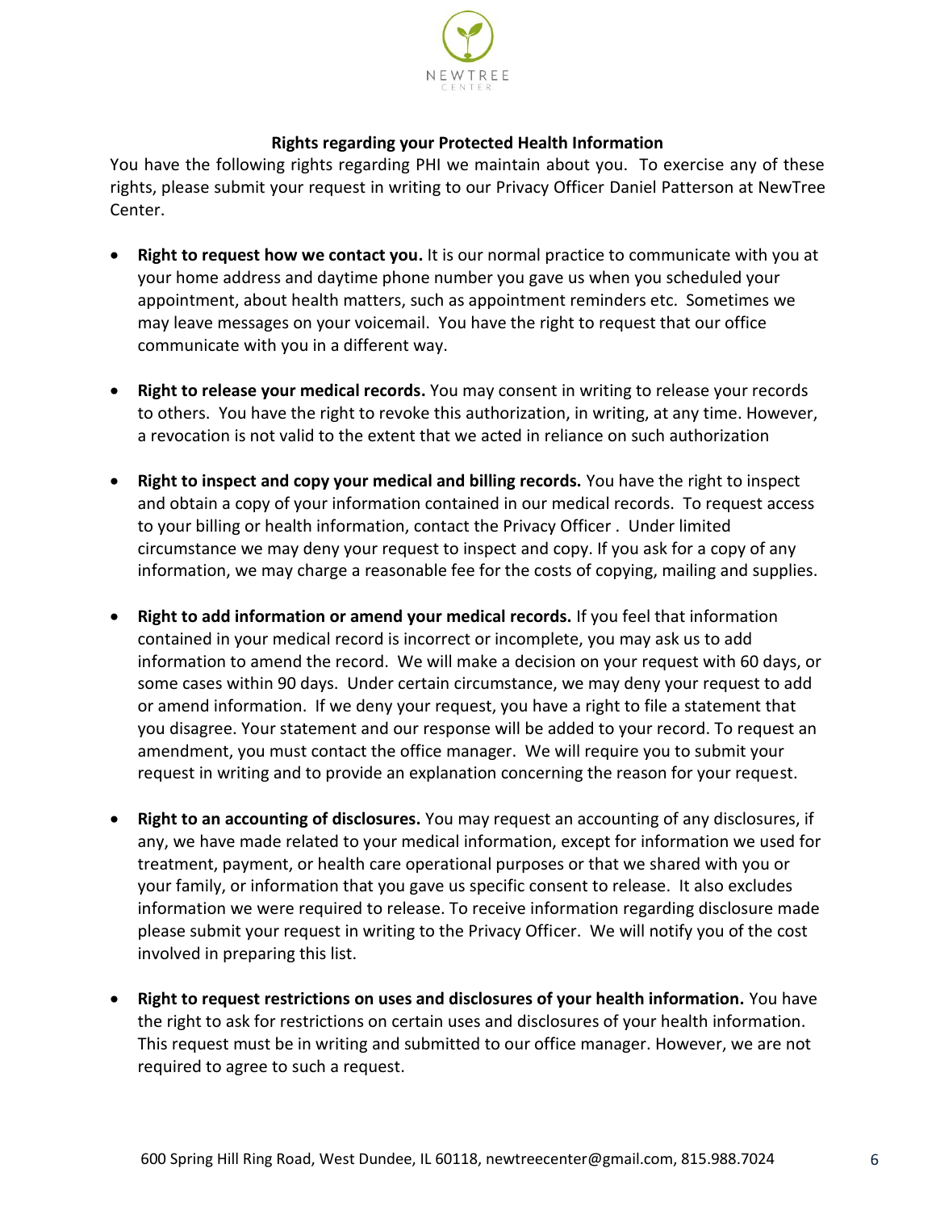## Rights regarding your Protected Health Information

You have the following rights regarding PHI we maintain about you. To exercise any of these rights, please submit your request in writing to our Privacy Officer Daniel Patterson at NewTree Center.

- **Right to request how we contact you.** It is our normal practice to communicate with you at your home address and daytime phone number you gave us when you scheduled your appointment, about health matters, such as appointment reminders etc. Sometimes we may leave messages on your voicemail. You have the right to request that our office communicate with you in a different way.

- **Right to release your medical records.** You may consent in writing to release your records to others. You have the right to revoke this authorization, in writing, at any time. However, a revocation is not valid to the extent that we acted in reliance on such authorization

- **Right to inspect and copy your medical and billing records.** You have the right to inspect and obtain a copy of your information contained in our medical records. To request access to your billing or health information, contact the Privacy Officer . Under limited circumstance we may deny your request to inspect and copy. If you ask for a copy of any information, we may charge a reasonable fee for the costs of copying, mailing and supplies.

- **Right to add information or amend your medical records.** If you feel that information contained in your medical record is incorrect or incomplete, you may ask us to add information to amend the record. We will make a decision on your request with 60 days, or some cases within 90 days. Under certain circumstance, we may deny your request to add or amend information. If we deny your request, you have a right to file a statement that you disagree. Your statement and our response will be added to your record. To request an amendment, you must contact the office manager. We will require you to submit your request in writing and to provide an explanation concerning the reason for your request.

- **Right to an accounting of disclosures.** You may request an accounting of any disclosures, if any, we have made related to your medical information, except for information we used for treatment, payment, or health care operational purposes or that we shared with you or your family, or information that you gave us specific consent to release. It also excludes information we were required to release. To receive information regarding disclosure made please submit your request in writing to the Privacy Officer. We will notify you of the cost involved in preparing this list.

- **Right to request restrictions on uses and disclosures of your health information.** You have the right to ask for restrictions on certain uses and disclosures of your health information. This request must be in writing and submitted to our office manager. However, we are not required to agree to such a request.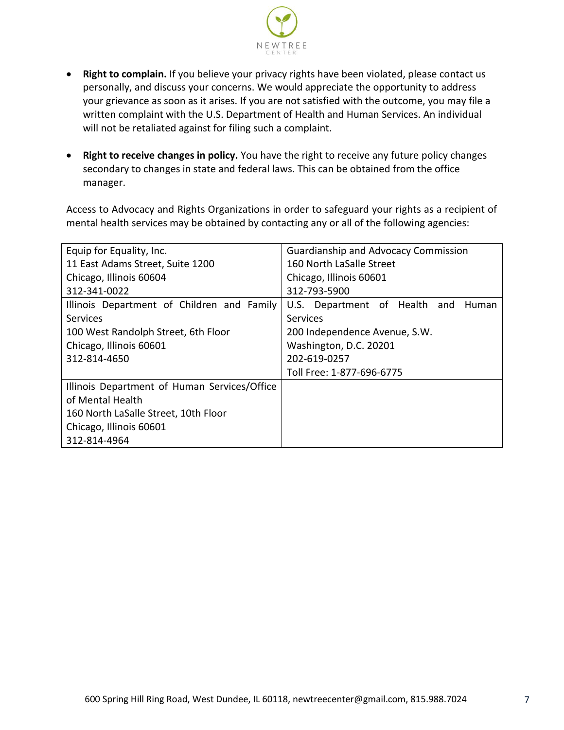- **Right to complain.** If you believe your privacy rights have been violated, please contact us personally, and discuss your concerns. We would appreciate the opportunity to address your grievance as soon as it arises. If you are not satisfied with the outcome, you may file a written complaint with the U.S. Department of Health and Human Services. An individual will not be retaliated against for filing such a complaint.

- **Right to receive changes in policy.** You have the right to receive any future policy changes secondary to changes in state and federal laws. This can be obtained from the office manager.

Access to Advocacy and Rights Organizations in order to safeguard your rights as a recipient of mental health services may be obtained by contacting any or all of the following agencies:

| | |
|---|---|
| Equip for Equality, Inc.<br>11 East Adams Street, Suite 1200<br>Chicago, Illinois 60604<br>312-341-0022 | Guardianship and Advocacy Commission<br>160 North LaSalle Street<br>Chicago, Illinois 60601<br>312-793-5900 |
| Illinois Department of Children and Family Services<br>100 West Randolph Street, 6th Floor<br>Chicago, Illinois 60601<br>312-814-4650 | U.S. Department of Health and Human Services<br>200 Independence Avenue, S.W.<br>Washington, D.C. 20201<br>202-619-0257<br>Toll Free: 1-877-696-6775 |
| Illinois Department of Human Services/Office of Mental Health<br>160 North LaSalle Street, 10th Floor<br>Chicago, Illinois 60601<br>312-814-4964 | |

600 Spring Hill Ring Road, West Dundee, IL 60118, newtreecenter@gmail.com, 815.988.7024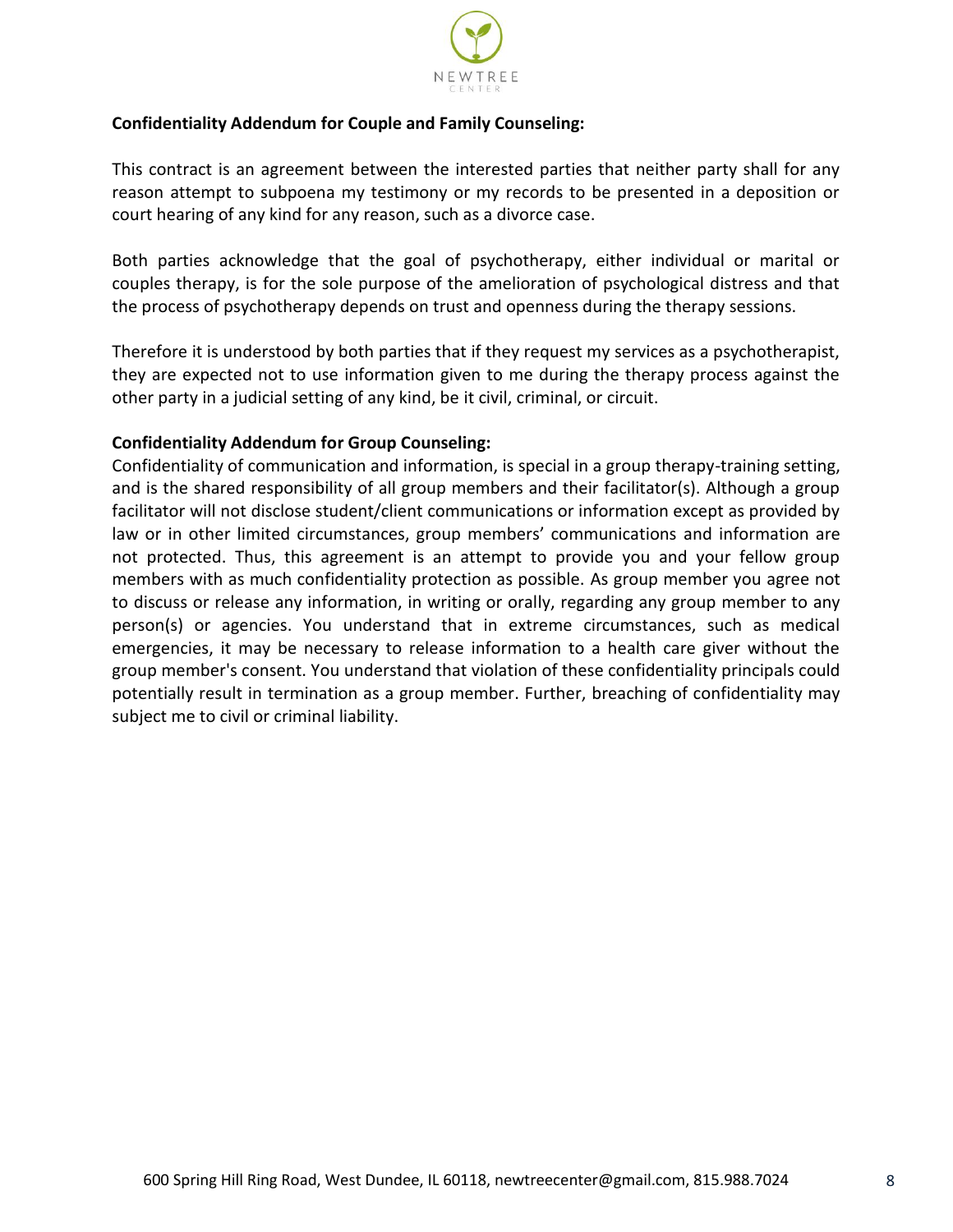**Confidentiality Addendum for Couple and Family Counseling:**

This contract is an agreement between the interested parties that neither party shall for any reason attempt to subpoena my testimony or my records to be presented in a deposition or court hearing of any kind for any reason, such as a divorce case.

Both parties acknowledge that the goal of psychotherapy, either individual or marital or couples therapy, is for the sole purpose of the amelioration of psychological distress and that the process of psychotherapy depends on trust and openness during the therapy sessions.

Therefore it is understood by both parties that if they request my services as a psychotherapist, they are expected not to use information given to me during the therapy process against the other party in a judicial setting of any kind, be it civil, criminal, or circuit.

**Confidentiality Addendum for Group Counseling:**

Confidentiality of communication and information, is special in a group therapy-training setting, and is the shared responsibility of all group members and their facilitator(s). Although a group facilitator will not disclose student/client communications or information except as provided by law or in other limited circumstances, group members' communications and information are not protected. Thus, this agreement is an attempt to provide you and your fellow group members with as much confidentiality protection as possible. As group member you agree not to discuss or release any information, in writing or orally, regarding any group member to any person(s) or agencies. You understand that in extreme circumstances, such as medical emergencies, it may be necessary to release information to a health care giver without the group member's consent. You understand that violation of these confidentiality principals could potentially result in termination as a group member. Further, breaching of confidentiality may subject me to civil or criminal liability.